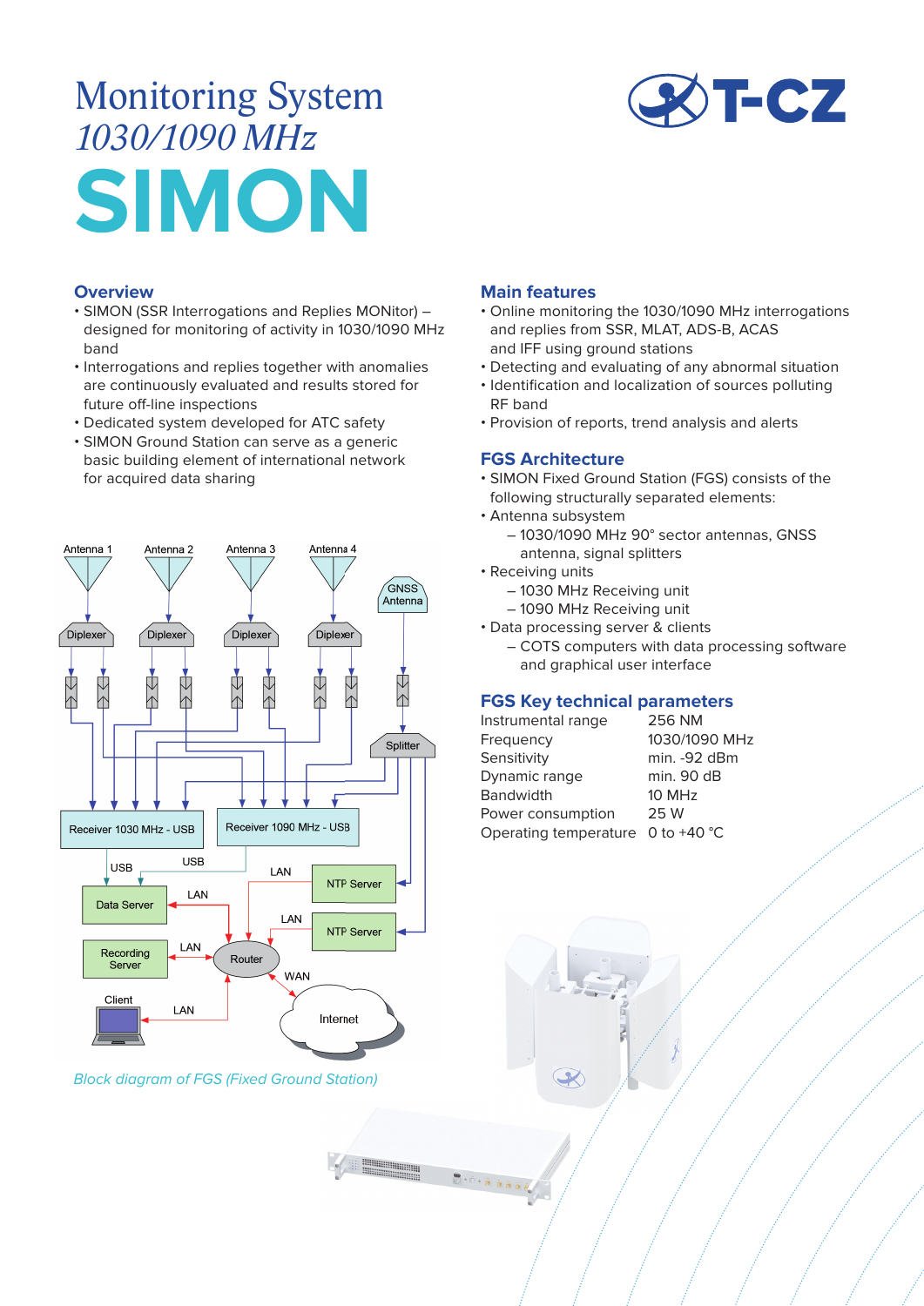# Monitoring System
## *1030/1090 MHz*
# SIMON

T-CZ

## Overview

- SIMON (SSR Interrogations and Replies MONitor) – designed for monitoring of activity in 1030/1090 MHz band
- Interrogations and replies together with anomalies are continuously evaluated and results stored for future off-line inspections
- Dedicated system developed for ATC safety
- SIMON Ground Station can serve as a generic basic building element of international network for acquired data sharing

*Block diagram of FGS (Fixed Ground Station)*

## Main features

- Online monitoring the 1030/1090 MHz interrogations and replies from SSR, MLAT, ADS-B, ACAS and IFF using ground stations
- Detecting and evaluating of any abnormal situation
- Identification and localization of sources polluting RF band
- Provision of reports, trend analysis and alerts

## FGS Architecture

- SIMON Fixed Ground Station (FGS) consists of the following structurally separated elements:
- Antenna subsystem
  - 1030/1090 MHz 90° sector antennas, GNSS antenna, signal splitters
- Receiving units
  - 1030 MHz Receiving unit
  - 1090 MHz Receiving unit
- Data processing server & clients
  - COTS computers with data processing software and graphical user interface

## FGS Key technical parameters

| | |
|---|---|
| Instrumental range | 256 NM |
| Frequency | 1030/1090 MHz |
| Sensitivity | min. -92 dBm |
| Dynamic range | min. 90 dB |
| Bandwidth | 10 MHz |
| Power consumption | 25 W |
| Operating temperature | 0 to +40 °C |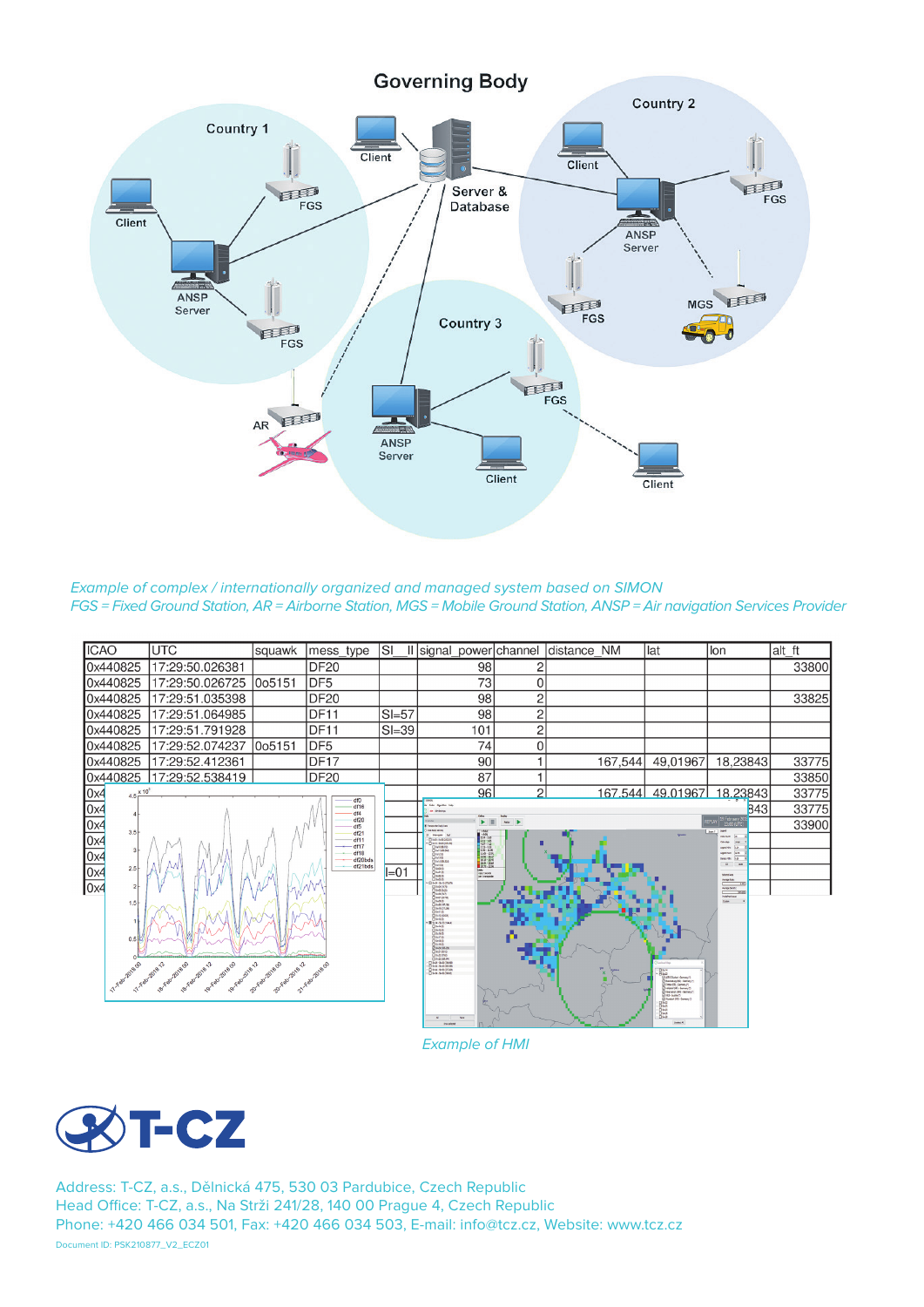Governing Body

Country 1

Country 2

Country 3

Client

FGS

ANSP Server

Server & Database

AR

MGS

*Example of complex / internationally organized and managed system based on SIMON*
*FGS = Fixed Ground Station, AR = Airborne Station, MGS = Mobile Ground Station, ANSP = Air navigation Services Provider*

| ICAO | UTC | squawk | mess_type | SI_II | signal_power | channel | distance_NM | lat | lon | alt_ft |
|---|---|---|---|---|---|---|---|---|---|---|
| 0x440825 | 17:29:50.026381 | | DF20 | | 98 | 2 | | | | 33800 |
| 0x440825 | 17:29:50.026725 | 0o5151 | DF5 | | 73 | 0 | | | | |
| 0x440825 | 17:29:51.035398 | | DF20 | | 98 | 2 | | | | 33825 |
| 0x440825 | 17:29:51.064985 | | DF11 | SI=57 | 98 | 2 | | | | |
| 0x440825 | 17:29:51.791928 | | DF11 | SI=39 | 101 | 2 | | | | |
| 0x440825 | 17:29:52.074237 | 0o5151 | DF5 | | 74 | 0 | | | | |
| 0x440825 | 17:29:52.412361 | | DF17 | | 90 | 1 | 167,544 | 49,01967 | 18,23843 | 33775 |
| 0x440825 | 17:29:52.538419 | | DF20 | | 87 | 1 | | | | 33850 |
| 0x4 | | | | | 96 | 2 | 167,544 | 49,01967 | 18,23843 | 33775 |
| 0x4 | | | | | | | | | 843 | 33775 |
| 0x4 | | | | | | | | | | 33900 |
| 0x4 | | | | | | | | | | |
| 0x4 | | | | | | | | | | |
| 0x4 | | | | I=01 | | | | | | |
| 0x4 | | | | | | | | | | |

*Example of HMI*

T-CZ

Address: T-CZ, a.s., Dělnická 475, 530 03 Pardubice, Czech Republic
Head Office: T-CZ, a.s., Na Strži 241/28, 140 00 Prague 4, Czech Republic
Phone: +420 466 034 501, Fax: +420 466 034 503, E-mail: info@tcz.cz, Website: www.tcz.cz

Document ID: PSK210877_V2_ECZ01